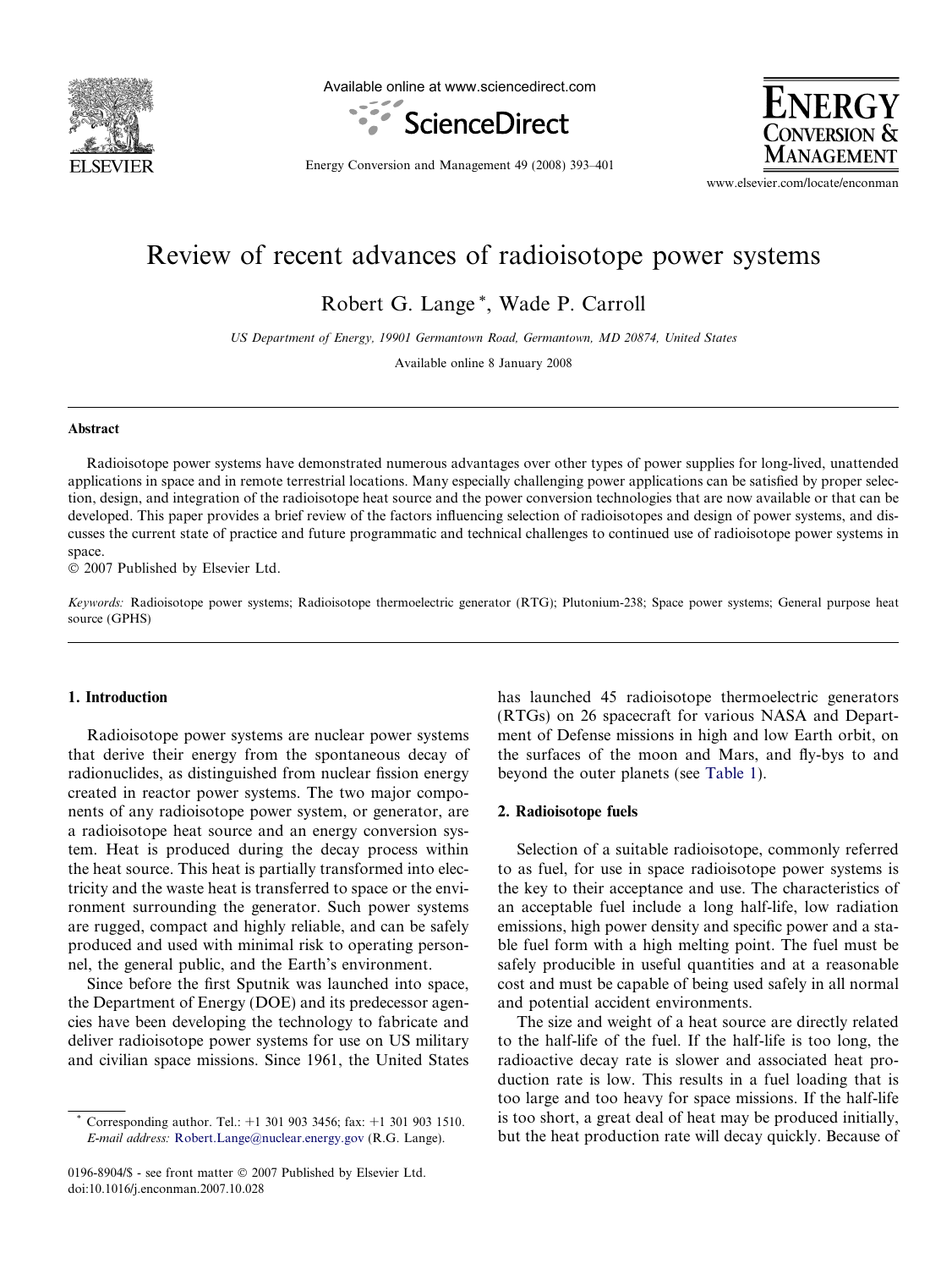# Review of recent advances of radioisotope power systems

Robert G. Lange *, Wade P. Carroll

*US Department of Energy, 19901 Germantown Road, Germantown, MD 20874, United States*

Available online 8 January 2008

## Abstract

Radioisotope power systems have demonstrated numerous advantages over other types of power supplies for long-lived, unattended applications in space and in remote terrestrial locations. Many especially challenging power applications can be satisfied by proper selection, design, and integration of the radioisotope heat source and the power conversion technologies that are now available or that can be developed. This paper provides a brief review of the factors influencing selection of radioisotopes and design of power systems, and discusses the current state of practice and future programmatic and technical challenges to continued use of radioisotope power systems in space.

© 2007 Published by Elsevier Ltd.

*Keywords:* Radioisotope power systems; Radioisotope thermoelectric generator (RTG); Plutonium-238; Space power systems; General purpose heat source (GPHS)

## 1. Introduction

Radioisotope power systems are nuclear power systems that derive their energy from the spontaneous decay of radionuclides, as distinguished from nuclear fission energy created in reactor power systems. The two major components of any radioisotope power system, or generator, are a radioisotope heat source and an energy conversion system. Heat is produced during the decay process within the heat source. This heat is partially transformed into electricity and the waste heat is transferred to space or the environment surrounding the generator. Such power systems are rugged, compact and highly reliable, and can be safely produced and used with minimal risk to operating personnel, the general public, and the Earth's environment.

Since before the first Sputnik was launched into space, the Department of Energy (DOE) and its predecessor agencies have been developing the technology to fabricate and deliver radioisotope power systems for use on US military and civilian space missions. Since 1961, the United States has launched 45 radioisotope thermoelectric generators (RTGs) on 26 spacecraft for various NASA and Department of Defense missions in high and low Earth orbit, on the surfaces of the moon and Mars, and fly-bys to and beyond the outer planets (see Table 1).

## 2. Radioisotope fuels

Selection of a suitable radioisotope, commonly referred to as fuel, for use in space radioisotope power systems is the key to their acceptance and use. The characteristics of an acceptable fuel include a long half-life, low radiation emissions, high power density and specific power and a stable fuel form with a high melting point. The fuel must be safely producible in useful quantities and at a reasonable cost and must be capable of being used safely in all normal and potential accident environments.

The size and weight of a heat source are directly related to the half-life of the fuel. If the half-life is too long, the radioactive decay rate is slower and associated heat production rate is low. This results in a fuel loading that is too large and too heavy for space missions. If the half-life is too short, a great deal of heat may be produced initially, but the heat production rate will decay quickly. Because of

* Corresponding author. Tel.: +1 301 903 3456; fax: +1 301 903 1510. *E-mail address:* Robert.Lange@nuclear.energy.gov (R.G. Lange).

0196-8904/$ - see front matter © 2007 Published by Elsevier Ltd.
doi:10.1016/j.enconman.2007.10.028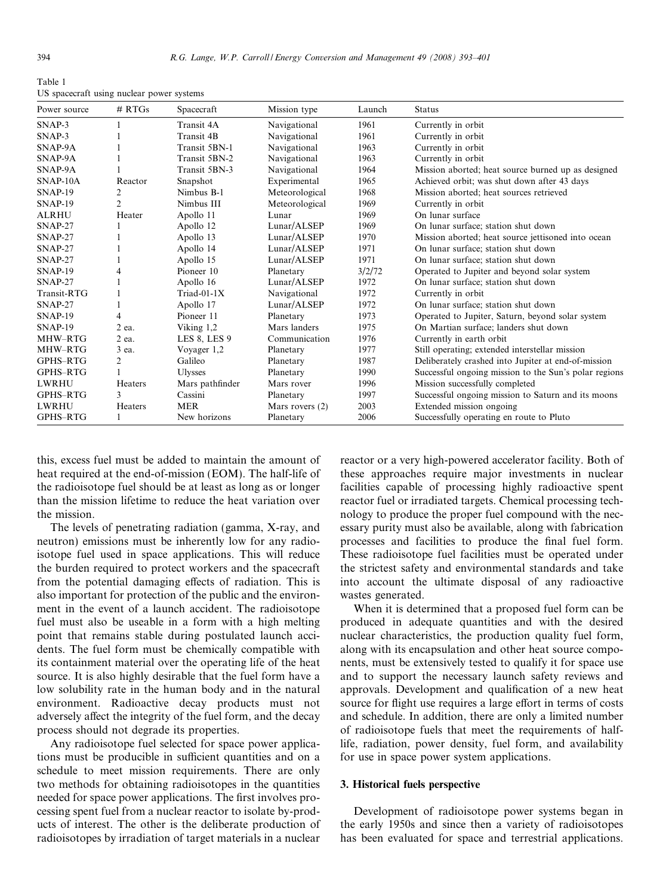Table 1
US spacecraft using nuclear power systems

| Power source | # RTGs | Spacecraft | Mission type | Launch | Status |
|---|---|---|---|---|---|
| SNAP-3 | 1 | Transit 4A | Navigational | 1961 | Currently in orbit |
| SNAP-3 | 1 | Transit 4B | Navigational | 1961 | Currently in orbit |
| SNAP-9A | 1 | Transit 5BN-1 | Navigational | 1963 | Currently in orbit |
| SNAP-9A | 1 | Transit 5BN-2 | Navigational | 1963 | Currently in orbit |
| SNAP-9A | 1 | Transit 5BN-3 | Navigational | 1964 | Mission aborted; heat source burned up as designed |
| SNAP-10A | Reactor | Snapshot | Experimental | 1965 | Achieved orbit; was shut down after 43 days |
| SNAP-19 | 2 | Nimbus B-1 | Meteorological | 1968 | Mission aborted; heat sources retrieved |
| SNAP-19 | 2 | Nimbus III | Meteorological | 1969 | Currently in orbit |
| ALRHU | Heater | Apollo 11 | Lunar | 1969 | On lunar surface |
| SNAP-27 | 1 | Apollo 12 | Lunar/ALSEP | 1969 | On lunar surface; station shut down |
| SNAP-27 | 1 | Apollo 13 | Lunar/ALSEP | 1970 | Mission aborted; heat source jettisoned into ocean |
| SNAP-27 | 1 | Apollo 14 | Lunar/ALSEP | 1971 | On lunar surface; station shut down |
| SNAP-27 | 1 | Apollo 15 | Lunar/ALSEP | 1971 | On lunar surface; station shut down |
| SNAP-19 | 4 | Pioneer 10 | Planetary | 3/2/72 | Operated to Jupiter and beyond solar system |
| SNAP-27 | 1 | Apollo 16 | Lunar/ALSEP | 1972 | On lunar surface; station shut down |
| Transit-RTG | 1 | Triad-01-1X | Navigational | 1972 | Currently in orbit |
| SNAP-27 | 1 | Apollo 17 | Lunar/ALSEP | 1972 | On lunar surface; station shut down |
| SNAP-19 | 4 | Pioneer 11 | Planetary | 1973 | Operated to Jupiter, Saturn, beyond solar system |
| SNAP-19 | 2 ea. | Viking 1,2 | Mars landers | 1975 | On Martian surface; landers shut down |
| MHW–RTG | 2 ea. | LES 8, LES 9 | Communication | 1976 | Currently in earth orbit |
| MHW–RTG | 3 ea. | Voyager 1,2 | Planetary | 1977 | Still operating; extended interstellar mission |
| GPHS–RTG | 2 | Galileo | Planetary | 1987 | Deliberately crashed into Jupiter at end-of-mission |
| GPHS–RTG | 1 | Ulysses | Planetary | 1990 | Successful ongoing mission to the Sun's polar regions |
| LWRHU | Heaters | Mars pathfinder | Mars rover | 1996 | Mission successfully completed |
| GPHS–RTG | 3 | Cassini | Planetary | 1997 | Successful ongoing mission to Saturn and its moons |
| LWRHU | Heaters | MER | Mars rovers (2) | 2003 | Extended mission ongoing |
| GPHS–RTG | 1 | New horizons | Planetary | 2006 | Successfully operating en route to Pluto |

this, excess fuel must be added to maintain the amount of heat required at the end-of-mission (EOM). The half-life of the radioisotope fuel should be at least as long as or longer than the mission lifetime to reduce the heat variation over the mission.

The levels of penetrating radiation (gamma, X-ray, and neutron) emissions must be inherently low for any radioisotope fuel used in space applications. This will reduce the burden required to protect workers and the spacecraft from the potential damaging effects of radiation. This is also important for protection of the public and the environment in the event of a launch accident. The radioisotope fuel must also be useable in a form with a high melting point that remains stable during postulated launch accidents. The fuel form must be chemically compatible with its containment material over the operating life of the heat source. It is also highly desirable that the fuel form have a low solubility rate in the human body and in the natural environment. Radioactive decay products must not adversely affect the integrity of the fuel form, and the decay process should not degrade its properties.

Any radioisotope fuel selected for space power applications must be producible in sufficient quantities and on a schedule to meet mission requirements. There are only two methods for obtaining radioisotopes in the quantities needed for space power applications. The first involves processing spent fuel from a nuclear reactor to isolate by-products of interest. The other is the deliberate production of radioisotopes by irradiation of target materials in a nuclear reactor or a very high-powered accelerator facility. Both of these approaches require major investments in nuclear facilities capable of processing highly radioactive spent reactor fuel or irradiated targets. Chemical processing technology to produce the proper fuel compound with the necessary purity must also be available, along with fabrication processes and facilities to produce the final fuel form. These radioisotope fuel facilities must be operated under the strictest safety and environmental standards and take into account the ultimate disposal of any radioactive wastes generated.

When it is determined that a proposed fuel form can be produced in adequate quantities and with the desired nuclear characteristics, the production quality fuel form, along with its encapsulation and other heat source components, must be extensively tested to qualify it for space use and to support the necessary launch safety reviews and approvals. Development and qualification of a new heat source for flight use requires a large effort in terms of costs and schedule. In addition, there are only a limited number of radioisotope fuels that meet the requirements of half-life, radiation, power density, fuel form, and availability for use in space power system applications.

## 3. Historical fuels perspective

Development of radioisotope power systems began in the early 1950s and since then a variety of radioisotopes has been evaluated for space and terrestrial applications.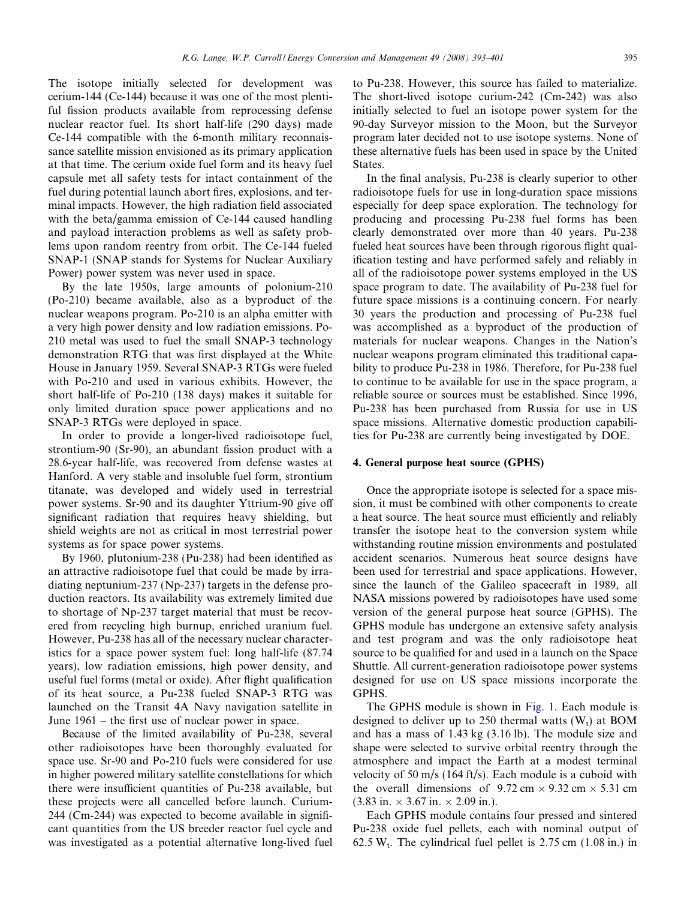The isotope initially selected for development was cerium-144 (Ce-144) because it was one of the most plentiful fission products available from reprocessing defense nuclear reactor fuel. Its short half-life (290 days) made Ce-144 compatible with the 6-month military reconnaissance satellite mission envisioned as its primary application at that time. The cerium oxide fuel form and its heavy fuel capsule met all safety tests for intact containment of the fuel during potential launch abort fires, explosions, and terminal impacts. However, the high radiation field associated with the beta/gamma emission of Ce-144 caused handling and payload interaction problems as well as safety problems upon random reentry from orbit. The Ce-144 fueled SNAP-1 (SNAP stands for Systems for Nuclear Auxiliary Power) power system was never used in space.

By the late 1950s, large amounts of polonium-210 (Po-210) became available, also as a byproduct of the nuclear weapons program. Po-210 is an alpha emitter with a very high power density and low radiation emissions. Po-210 metal was used to fuel the small SNAP-3 technology demonstration RTG that was first displayed at the White House in January 1959. Several SNAP-3 RTGs were fueled with Po-210 and used in various exhibits. However, the short half-life of Po-210 (138 days) makes it suitable for only limited duration space power applications and no SNAP-3 RTGs were deployed in space.

In order to provide a longer-lived radioisotope fuel, strontium-90 (Sr-90), an abundant fission product with a 28.6-year half-life, was recovered from defense wastes at Hanford. A very stable and insoluble fuel form, strontium titanate, was developed and widely used in terrestrial power systems. Sr-90 and its daughter Yttrium-90 give off significant radiation that requires heavy shielding, but shield weights are not as critical in most terrestrial power systems as for space power systems.

By 1960, plutonium-238 (Pu-238) had been identified as an attractive radioisotope fuel that could be made by irradiating neptunium-237 (Np-237) targets in the defense production reactors. Its availability was extremely limited due to shortage of Np-237 target material that must be recovered from recycling high burnup, enriched uranium fuel. However, Pu-238 has all of the necessary nuclear characteristics for a space power system fuel: long half-life (87.74 years), low radiation emissions, high power density, and useful fuel forms (metal or oxide). After flight qualification of its heat source, a Pu-238 fueled SNAP-3 RTG was launched on the Transit 4A Navy navigation satellite in June 1961 – the first use of nuclear power in space.

Because of the limited availability of Pu-238, several other radioisotopes have been thoroughly evaluated for space use. Sr-90 and Po-210 fuels were considered for use in higher powered military satellite constellations for which there were insufficient quantities of Pu-238 available, but these projects were all cancelled before launch. Curium-244 (Cm-244) was expected to become available in significant quantities from the US breeder reactor fuel cycle and was investigated as a potential alternative long-lived fuel to Pu-238. However, this source has failed to materialize. The short-lived isotope curium-242 (Cm-242) was also initially selected to fuel an isotope power system for the 90-day Surveyor mission to the Moon, but the Surveyor program later decided not to use isotope systems. None of these alternative fuels has been used in space by the United States.

In the final analysis, Pu-238 is clearly superior to other radioisotope fuels for use in long-duration space missions especially for deep space exploration. The technology for producing and processing Pu-238 fuel forms has been clearly demonstrated over more than 40 years. Pu-238 fueled heat sources have been through rigorous flight qualification testing and have performed safely and reliably in all of the radioisotope power systems employed in the US space program to date. The availability of Pu-238 fuel for future space missions is a continuing concern. For nearly 30 years the production and processing of Pu-238 fuel was accomplished as a byproduct of the production of materials for nuclear weapons. Changes in the Nation's nuclear weapons program eliminated this traditional capability to produce Pu-238 in 1986. Therefore, for Pu-238 fuel to continue to be available for use in the space program, a reliable source or sources must be established. Since 1996, Pu-238 has been purchased from Russia for use in US space missions. Alternative domestic production capabilities for Pu-238 are currently being investigated by DOE.

## 4. General purpose heat source (GPHS)

Once the appropriate isotope is selected for a space mission, it must be combined with other components to create a heat source. The heat source must efficiently and reliably transfer the isotope heat to the conversion system while withstanding routine mission environments and postulated accident scenarios. Numerous heat source designs have been used for terrestrial and space applications. However, since the launch of the Galileo spacecraft in 1989, all NASA missions powered by radioisotopes have used some version of the general purpose heat source (GPHS). The GPHS module has undergone an extensive safety analysis and test program and was the only radioisotope heat source to be qualified for and used in a launch on the Space Shuttle. All current-generation radioisotope power systems designed for use on US space missions incorporate the GPHS.

The GPHS module is shown in Fig. 1. Each module is designed to deliver up to 250 thermal watts ($W_t$) at BOM and has a mass of 1.43 kg (3.16 lb). The module size and shape were selected to survive orbital reentry through the atmosphere and impact the Earth at a modest terminal velocity of 50 m/s (164 ft/s). Each module is a cuboid with the overall dimensions of $9.72 \text{ cm} \times 9.32 \text{ cm} \times 5.31 \text{ cm}$ ($3.83 \text{ in.} \times 3.67 \text{ in.} \times 2.09 \text{ in.}$).

Each GPHS module contains four pressed and sintered Pu-238 oxide fuel pellets, each with nominal output of 62.5 $W_t$. The cylindrical fuel pellet is 2.75 cm (1.08 in.) in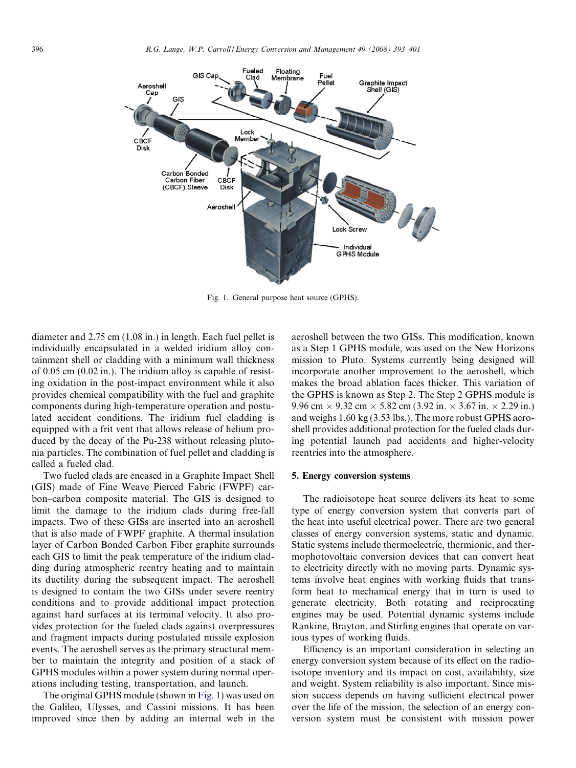Fig. 1. General purpose heat source (GPHS).

diameter and 2.75 cm (1.08 in.) in length. Each fuel pellet is individually encapsulated in a welded iridium alloy containment shell or cladding with a minimum wall thickness of 0.05 cm (0.02 in.). The iridium alloy is capable of resisting oxidation in the post-impact environment while it also provides chemical compatibility with the fuel and graphite components during high-temperature operation and postulated accident conditions. The iridium fuel cladding is equipped with a frit vent that allows release of helium produced by the decay of the Pu-238 without releasing plutonia particles. The combination of fuel pellet and cladding is called a fueled clad.

Two fueled clads are encased in a Graphite Impact Shell (GIS) made of Fine Weave Pierced Fabric (FWPF) carbon–carbon composite material. The GIS is designed to limit the damage to the iridium clads during free-fall impacts. Two of these GISs are inserted into an aeroshell that is also made of FWPF graphite. A thermal insulation layer of Carbon Bonded Carbon Fiber graphite surrounds each GIS to limit the peak temperature of the iridium cladding during atmospheric reentry heating and to maintain its ductility during the subsequent impact. The aeroshell is designed to contain the two GISs under severe reentry conditions and to provide additional impact protection against hard surfaces at its terminal velocity. It also provides protection for the fueled clads against overpressures and fragment impacts during postulated missile explosion events. The aeroshell serves as the primary structural member to maintain the integrity and position of a stack of GPHS modules within a power system during normal operations including testing, transportation, and launch.

The original GPHS module (shown in Fig. 1) was used on the Galileo, Ulysses, and Cassini missions. It has been improved since then by adding an internal web in the aeroshell between the two GISs. This modification, known as a Step 1 GPHS module, was used on the New Horizons mission to Pluto. Systems currently being designed will incorporate another improvement to the aeroshell, which makes the broad ablation faces thicker. This variation of the GPHS is known as Step 2. The Step 2 GPHS module is 9.96 cm × 9.32 cm × 5.82 cm (3.92 in. × 3.67 in. × 2.29 in.) and weighs 1.60 kg (3.53 lbs.). The more robust GPHS aeroshell provides additional protection for the fueled clads during potential launch pad accidents and higher-velocity reentries into the atmosphere.

## 5. Energy conversion systems

The radioisotope heat source delivers its heat to some type of energy conversion system that converts part of the heat into useful electrical power. There are two general classes of energy conversion systems, static and dynamic. Static systems include thermoelectric, thermionic, and thermophotovoltaic conversion devices that can convert heat to electricity directly with no moving parts. Dynamic systems involve heat engines with working fluids that transform heat to mechanical energy that in turn is used to generate electricity. Both rotating and reciprocating engines may be used. Potential dynamic systems include Rankine, Brayton, and Stirling engines that operate on various types of working fluids.

Efficiency is an important consideration in selecting an energy conversion system because of its effect on the radioisotope inventory and its impact on cost, availability, size and weight. System reliability is also important. Since mission success depends on having sufficient electrical power over the life of the mission, the selection of an energy conversion system must be consistent with mission power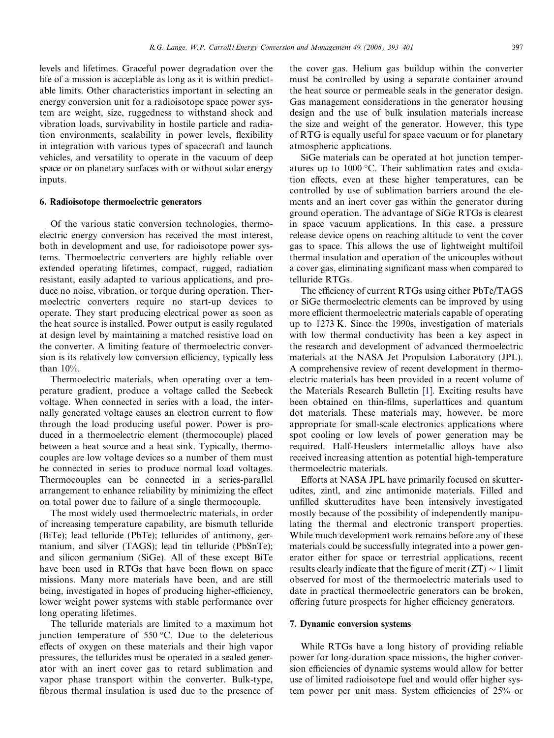levels and lifetimes. Graceful power degradation over the life of a mission is acceptable as long as it is within predictable limits. Other characteristics important in selecting an energy conversion unit for a radioisotope space power system are weight, size, ruggedness to withstand shock and vibration loads, survivability in hostile particle and radiation environments, scalability in power levels, flexibility in integration with various types of spacecraft and launch vehicles, and versatility to operate in the vacuum of deep space or on planetary surfaces with or without solar energy inputs.

## 6. Radioisotope thermoelectric generators

Of the various static conversion technologies, thermoelectric energy conversion has received the most interest, both in development and use, for radioisotope power systems. Thermoelectric converters are highly reliable over extended operating lifetimes, compact, rugged, radiation resistant, easily adapted to various applications, and produce no noise, vibration, or torque during operation. Thermoelectric converters require no start-up devices to operate. They start producing electrical power as soon as the heat source is installed. Power output is easily regulated at design level by maintaining a matched resistive load on the converter. A limiting feature of thermoelectric conversion is its relatively low conversion efficiency, typically less than 10%.

Thermoelectric materials, when operating over a temperature gradient, produce a voltage called the Seebeck voltage. When connected in series with a load, the internally generated voltage causes an electron current to flow through the load producing useful power. Power is produced in a thermoelectric element (thermocouple) placed between a heat source and a heat sink. Typically, thermocouples are low voltage devices so a number of them must be connected in series to produce normal load voltages. Thermocouples can be connected in a series-parallel arrangement to enhance reliability by minimizing the effect on total power due to failure of a single thermocouple.

The most widely used thermoelectric materials, in order of increasing temperature capability, are bismuth telluride (BiTe); lead telluride (PbTe); tellurides of antimony, germanium, and silver (TAGS); lead tin telluride (PbSnTe); and silicon germanium (SiGe). All of these except BiTe have been used in RTGs that have been flown on space missions. Many more materials have been, and are still being, investigated in hopes of producing higher-efficiency, lower weight power systems with stable performance over long operating lifetimes.

The telluride materials are limited to a maximum hot junction temperature of 550 °C. Due to the deleterious effects of oxygen on these materials and their high vapor pressures, the tellurides must be operated in a sealed generator with an inert cover gas to retard sublimation and vapor phase transport within the converter. Bulk-type, fibrous thermal insulation is used due to the presence of the cover gas. Helium gas buildup within the converter must be controlled by using a separate container around the heat source or permeable seals in the generator design. Gas management considerations in the generator housing design and the use of bulk insulation materials increase the size and weight of the generator. However, this type of RTG is equally useful for space vacuum or for planetary atmospheric applications.

SiGe materials can be operated at hot junction temperatures up to 1000 °C. Their sublimation rates and oxidation effects, even at these higher temperatures, can be controlled by use of sublimation barriers around the elements and an inert cover gas within the generator during ground operation. The advantage of SiGe RTGs is clearest in space vacuum applications. In this case, a pressure release device opens on reaching altitude to vent the cover gas to space. This allows the use of lightweight multifoil thermal insulation and operation of the unicouples without a cover gas, eliminating significant mass when compared to telluride RTGs.

The efficiency of current RTGs using either PbTe/TAGS or SiGe thermoelectric elements can be improved by using more efficient thermoelectric materials capable of operating up to 1273 K. Since the 1990s, investigation of materials with low thermal conductivity has been a key aspect in the research and development of advanced thermoelectric materials at the NASA Jet Propulsion Laboratory (JPL). A comprehensive review of recent development in thermoelectric materials has been provided in a recent volume of the Materials Research Bulletin [1]. Exciting results have been obtained on thin-films, superlattices and quantum dot materials. These materials may, however, be more appropriate for small-scale electronics applications where spot cooling or low levels of power generation may be required. Half-Heuslers intermetallic alloys have also received increasing attention as potential high-temperature thermoelectric materials.

Efforts at NASA JPL have primarily focused on skutterudites, zintl, and zinc antimonide materials. Filled and unfilled skutterudites have been intensively investigated mostly because of the possibility of independently manipulating the thermal and electronic transport properties. While much development work remains before any of these materials could be successfully integrated into a power generator either for space or terrestrial applications, recent results clearly indicate that the figure of merit ($ZT$) $\sim 1$ limit observed for most of the thermoelectric materials used to date in practical thermoelectric generators can be broken, offering future prospects for higher efficiency generators.

## 7. Dynamic conversion systems

While RTGs have a long history of providing reliable power for long-duration space missions, the higher conversion efficiencies of dynamic systems would allow for better use of limited radioisotope fuel and would offer higher system power per unit mass. System efficiencies of 25% or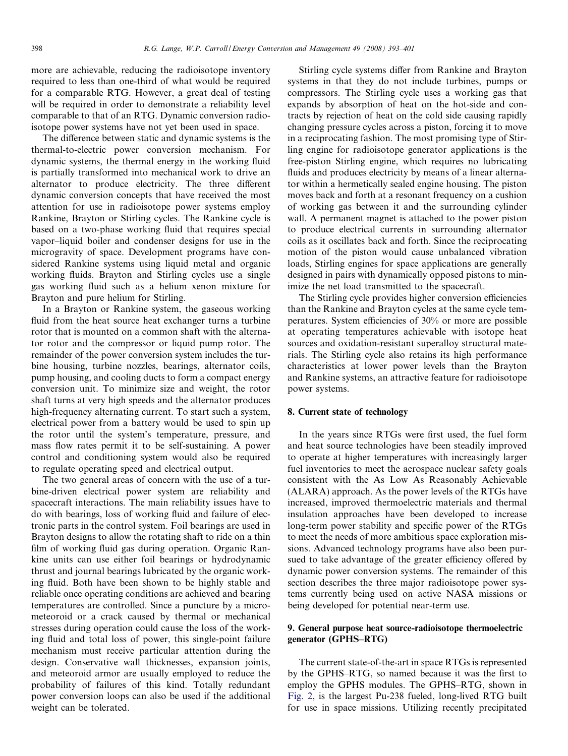more are achievable, reducing the radioisotope inventory required to less than one-third of what would be required for a comparable RTG. However, a great deal of testing will be required in order to demonstrate a reliability level comparable to that of an RTG. Dynamic conversion radioisotope power systems have not yet been used in space.

The difference between static and dynamic systems is the thermal-to-electric power conversion mechanism. For dynamic systems, the thermal energy in the working fluid is partially transformed into mechanical work to drive an alternator to produce electricity. The three different dynamic conversion concepts that have received the most attention for use in radioisotope power systems employ Rankine, Brayton or Stirling cycles. The Rankine cycle is based on a two-phase working fluid that requires special vapor–liquid boiler and condenser designs for use in the microgravity of space. Development programs have considered Rankine systems using liquid metal and organic working fluids. Brayton and Stirling cycles use a single gas working fluid such as a helium–xenon mixture for Brayton and pure helium for Stirling.

In a Brayton or Rankine system, the gaseous working fluid from the heat source heat exchanger turns a turbine rotor that is mounted on a common shaft with the alternator rotor and the compressor or liquid pump rotor. The remainder of the power conversion system includes the turbine housing, turbine nozzles, bearings, alternator coils, pump housing, and cooling ducts to form a compact energy conversion unit. To minimize size and weight, the rotor shaft turns at very high speeds and the alternator produces high-frequency alternating current. To start such a system, electrical power from a battery would be used to spin up the rotor until the system's temperature, pressure, and mass flow rates permit it to be self-sustaining. A power control and conditioning system would also be required to regulate operating speed and electrical output.

The two general areas of concern with the use of a turbine-driven electrical power system are reliability and spacecraft interactions. The main reliability issues have to do with bearings, loss of working fluid and failure of electronic parts in the control system. Foil bearings are used in Brayton designs to allow the rotating shaft to ride on a thin film of working fluid gas during operation. Organic Rankine units can use either foil bearings or hydrodynamic thrust and journal bearings lubricated by the organic working fluid. Both have been shown to be highly stable and reliable once operating conditions are achieved and bearing temperatures are controlled. Since a puncture by a micrometeoroid or a crack caused by thermal or mechanical stresses during operation could cause the loss of the working fluid and total loss of power, this single-point failure mechanism must receive particular attention during the design. Conservative wall thicknesses, expansion joints, and meteoroid armor are usually employed to reduce the probability of failures of this kind. Totally redundant power conversion loops can also be used if the additional weight can be tolerated.

Stirling cycle systems differ from Rankine and Brayton systems in that they do not include turbines, pumps or compressors. The Stirling cycle uses a working gas that expands by absorption of heat on the hot-side and contracts by rejection of heat on the cold side causing rapidly changing pressure cycles across a piston, forcing it to move in a reciprocating fashion. The most promising type of Stirling engine for radioisotope generator applications is the free-piston Stirling engine, which requires no lubricating fluids and produces electricity by means of a linear alternator within a hermetically sealed engine housing. The piston moves back and forth at a resonant frequency on a cushion of working gas between it and the surrounding cylinder wall. A permanent magnet is attached to the power piston to produce electrical currents in surrounding alternator coils as it oscillates back and forth. Since the reciprocating motion of the piston would cause unbalanced vibration loads, Stirling engines for space applications are generally designed in pairs with dynamically opposed pistons to minimize the net load transmitted to the spacecraft.

The Stirling cycle provides higher conversion efficiencies than the Rankine and Brayton cycles at the same cycle temperatures. System efficiencies of 30% or more are possible at operating temperatures achievable with isotope heat sources and oxidation-resistant superalloy structural materials. The Stirling cycle also retains its high performance characteristics at lower power levels than the Brayton and Rankine systems, an attractive feature for radioisotope power systems.

## 8. Current state of technology

In the years since RTGs were first used, the fuel form and heat source technologies have been steadily improved to operate at higher temperatures with increasingly larger fuel inventories to meet the aerospace nuclear safety goals consistent with the As Low As Reasonably Achievable (ALARA) approach. As the power levels of the RTGs have increased, improved thermoelectric materials and thermal insulation approaches have been developed to increase long-term power stability and specific power of the RTGs to meet the needs of more ambitious space exploration missions. Advanced technology programs have also been pursued to take advantage of the greater efficiency offered by dynamic power conversion systems. The remainder of this section describes the three major radioisotope power systems currently being used on active NASA missions or being developed for potential near-term use.

## 9. General purpose heat source-radioisotope thermoelectric generator (GPHS–RTG)

The current state-of-the-art in space RTGs is represented by the GPHS–RTG, so named because it was the first to employ the GPHS modules. The GPHS–RTG, shown in Fig. 2, is the largest Pu-238 fueled, long-lived RTG built for use in space missions. Utilizing recently precipitated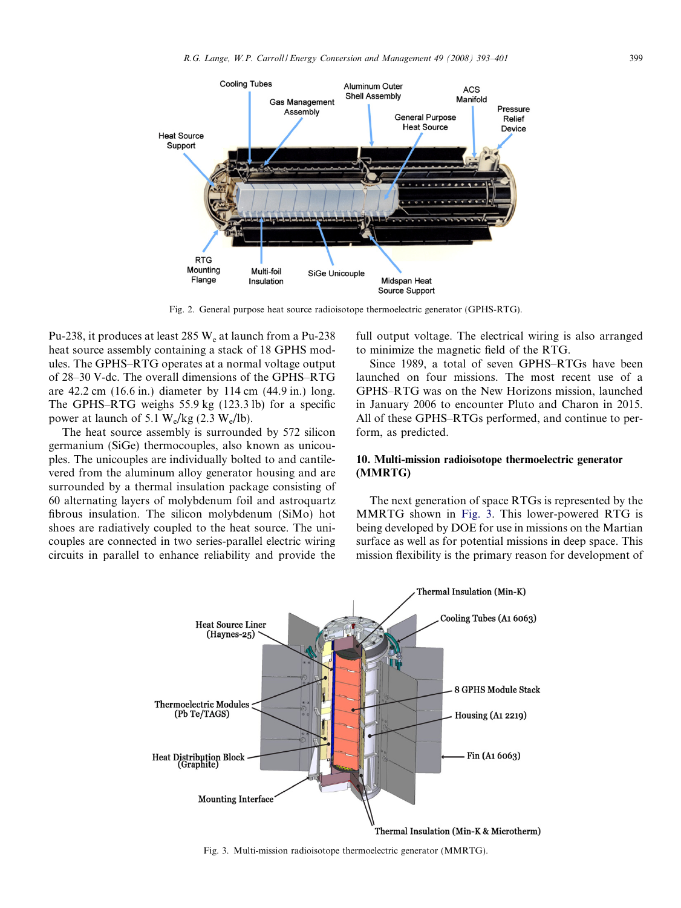Fig. 2. General purpose heat source radioisotope thermoelectric generator (GPHS-RTG).

Pu-238, it produces at least 285 $W_e$ at launch from a Pu-238 heat source assembly containing a stack of 18 GPHS modules. The GPHS–RTG operates at a normal voltage output of 28–30 V-dc. The overall dimensions of the GPHS–RTG are 42.2 cm (16.6 in.) diameter by 114 cm (44.9 in.) long. The GPHS–RTG weighs 55.9 kg (123.3 lb) for a specific power at launch of 5.1 $W_e$/kg (2.3 $W_e$/lb).

The heat source assembly is surrounded by 572 silicon germanium (SiGe) thermocouples, also known as unicouples. The unicouples are individually bolted to and cantilevered from the aluminum alloy generator housing and are surrounded by a thermal insulation package consisting of 60 alternating layers of molybdenum foil and astroquartz fibrous insulation. The silicon molybdenum (SiMo) hot shoes are radiatively coupled to the heat source. The unicouples are connected in two series-parallel electric wiring circuits in parallel to enhance reliability and provide the full output voltage. The electrical wiring is also arranged to minimize the magnetic field of the RTG.

Since 1989, a total of seven GPHS–RTGs have been launched on four missions. The most recent use of a GPHS–RTG was on the New Horizons mission, launched in January 2006 to encounter Pluto and Charon in 2015. All of these GPHS–RTGs performed, and continue to perform, as predicted.

## 10. Multi-mission radioisotope thermoelectric generator (MMRTG)

The next generation of space RTGs is represented by the MMRTG shown in Fig. 3. This lower-powered RTG is being developed by DOE for use in missions on the Martian surface as well as for potential missions in deep space. This mission flexibility is the primary reason for development of

Fig. 3. Multi-mission radioisotope thermoelectric generator (MMRTG).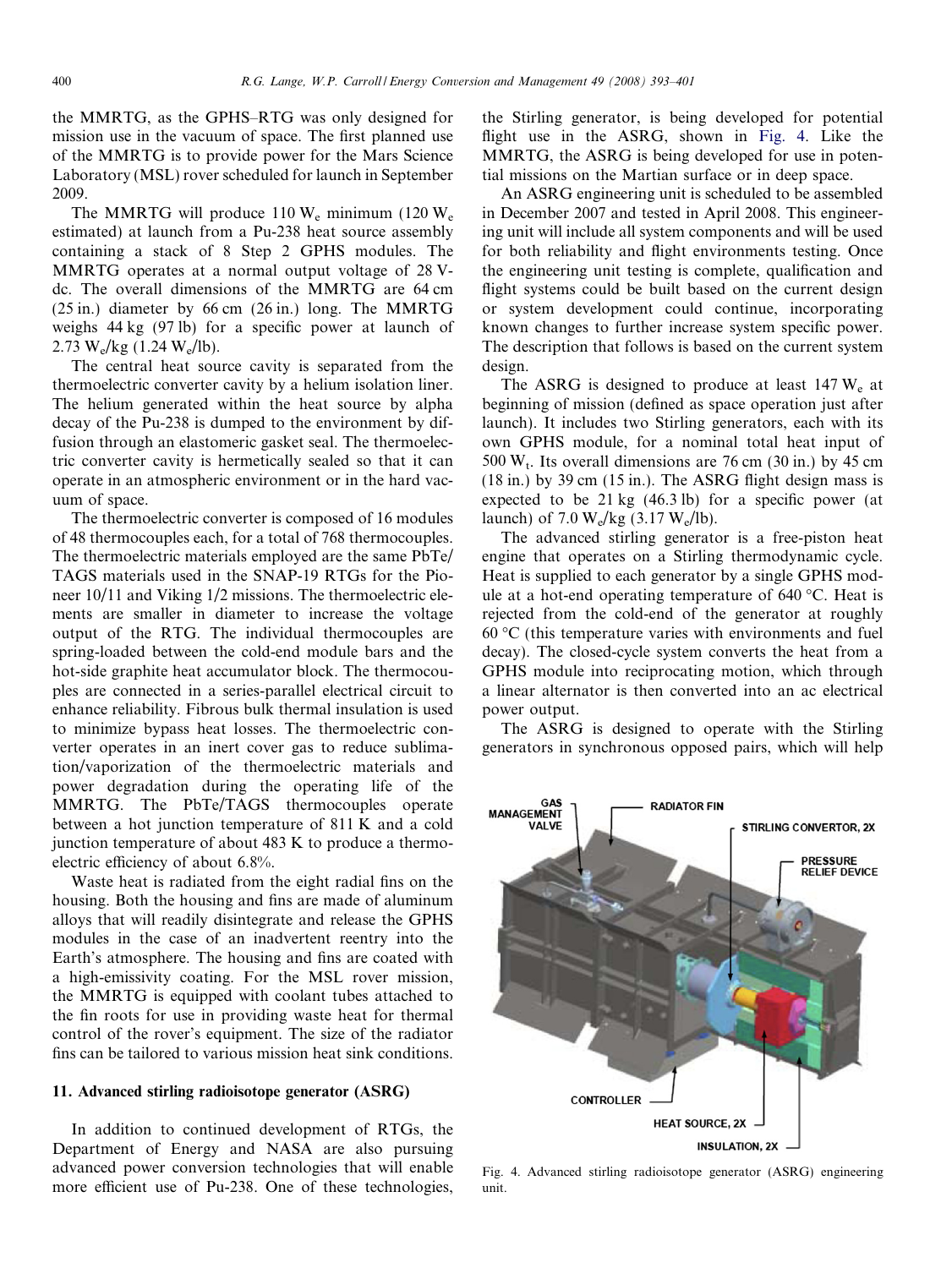the MMRTG, as the GPHS–RTG was only designed for mission use in the vacuum of space. The first planned use of the MMRTG is to provide power for the Mars Science Laboratory (MSL) rover scheduled for launch in September 2009.

The MMRTG will produce 110 $W_e$ minimum (120 $W_e$ estimated) at launch from a Pu-238 heat source assembly containing a stack of 8 Step 2 GPHS modules. The MMRTG operates at a normal output voltage of 28 V-dc. The overall dimensions of the MMRTG are 64 cm (25 in.) diameter by 66 cm (26 in.) long. The MMRTG weighs 44 kg (97 lb) for a specific power at launch of 2.73 $W_e$/kg (1.24 $W_e$/lb).

The central heat source cavity is separated from the thermoelectric converter cavity by a helium isolation liner. The helium generated within the heat source by alpha decay of the Pu-238 is dumped to the environment by diffusion through an elastomeric gasket seal. The thermoelectric converter cavity is hermetically sealed so that it can operate in an atmospheric environment or in the hard vacuum of space.

The thermoelectric converter is composed of 16 modules of 48 thermocouples each, for a total of 768 thermocouples. The thermoelectric materials employed are the same PbTe/TAGS materials used in the SNAP-19 RTGs for the Pioneer 10/11 and Viking 1/2 missions. The thermoelectric elements are smaller in diameter to increase the voltage output of the RTG. The individual thermocouples are spring-loaded between the cold-end module bars and the hot-side graphite heat accumulator block. The thermocouples are connected in a series-parallel electrical circuit to enhance reliability. Fibrous bulk thermal insulation is used to minimize bypass heat losses. The thermoelectric converter operates in an inert cover gas to reduce sublimation/vaporization of the thermoelectric materials and power degradation during the operating life of the MMRTG. The PbTe/TAGS thermocouples operate between a hot junction temperature of 811 K and a cold junction temperature of about 483 K to produce a thermoelectric efficiency of about 6.8%.

Waste heat is radiated from the eight radial fins on the housing. Both the housing and fins are made of aluminum alloys that will readily disintegrate and release the GPHS modules in the case of an inadvertent reentry into the Earth's atmosphere. The housing and fins are coated with a high-emissivity coating. For the MSL rover mission, the MMRTG is equipped with coolant tubes attached to the fin roots for use in providing waste heat for thermal control of the rover's equipment. The size of the radiator fins can be tailored to various mission heat sink conditions.

## 11. Advanced stirling radioisotope generator (ASRG)

In addition to continued development of RTGs, the Department of Energy and NASA are also pursuing advanced power conversion technologies that will enable more efficient use of Pu-238. One of these technologies, the Stirling generator, is being developed for potential flight use in the ASRG, shown in Fig. 4. Like the MMRTG, the ASRG is being developed for use in potential missions on the Martian surface or in deep space.

An ASRG engineering unit is scheduled to be assembled in December 2007 and tested in April 2008. This engineering unit will include all system components and will be used for both reliability and flight environments testing. Once the engineering unit testing is complete, qualification and flight systems could be built based on the current design or system development could continue, incorporating known changes to further increase system specific power. The description that follows is based on the current system design.

The ASRG is designed to produce at least 147 $W_e$ at beginning of mission (defined as space operation just after launch). It includes two Stirling generators, each with its own GPHS module, for a nominal total heat input of 500 $W_t$. Its overall dimensions are 76 cm (30 in.) by 45 cm (18 in.) by 39 cm (15 in.). The ASRG flight design mass is expected to be 21 kg (46.3 lb) for a specific power (at launch) of 7.0 $W_e$/kg (3.17 $W_e$/lb).

The advanced stirling generator is a free-piston heat engine that operates on a Stirling thermodynamic cycle. Heat is supplied to each generator by a single GPHS module at a hot-end operating temperature of 640 °C. Heat is rejected from the cold-end of the generator at roughly 60 °C (this temperature varies with environments and fuel decay). The closed-cycle system converts the heat from a GPHS module into reciprocating motion, which through a linear alternator is then converted into an ac electrical power output.

The ASRG is designed to operate with the Stirling generators in synchronous opposed pairs, which will help

Fig. 4. Advanced stirling radioisotope generator (ASRG) engineering unit.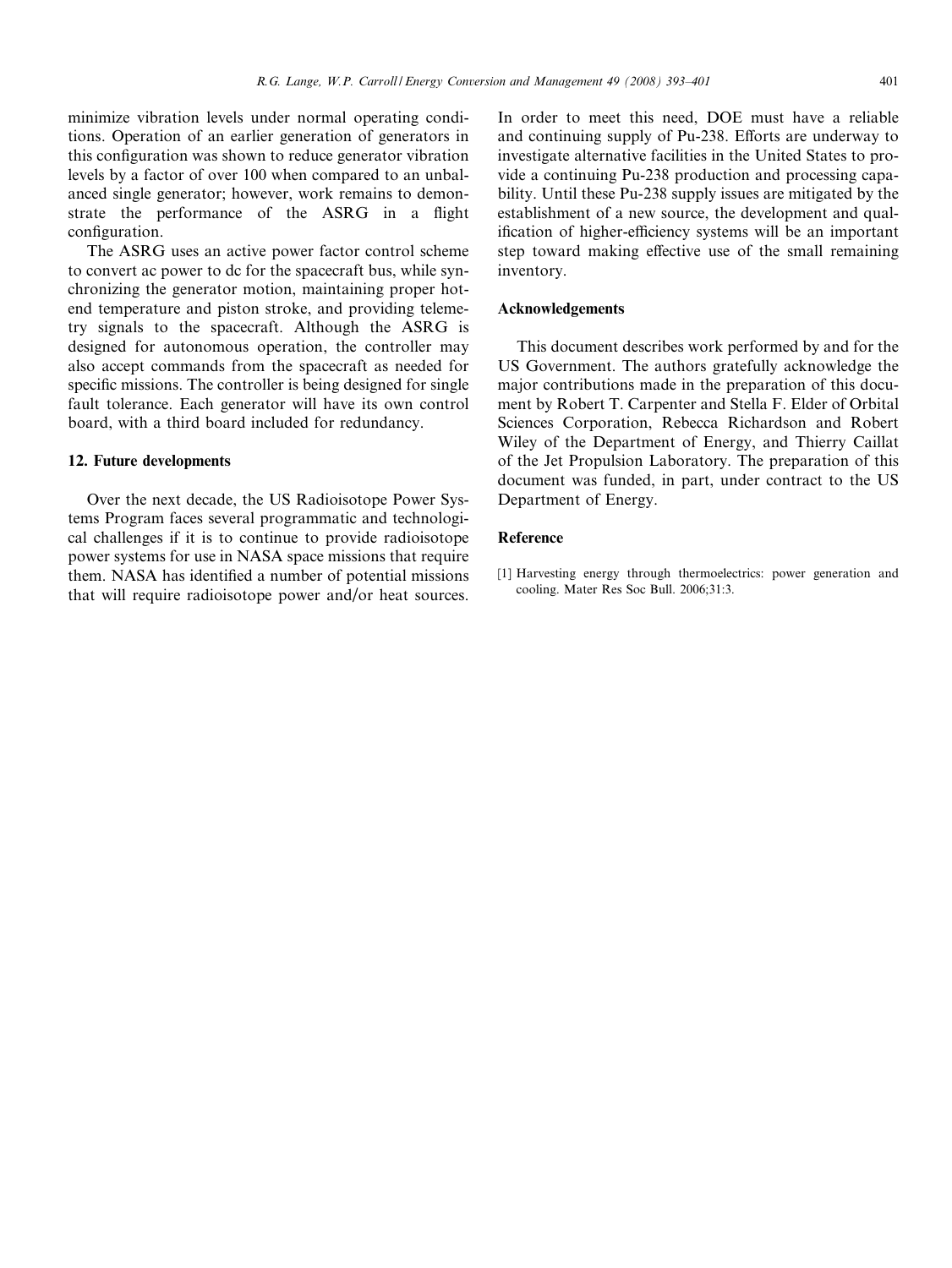minimize vibration levels under normal operating conditions. Operation of an earlier generation of generators in this configuration was shown to reduce generator vibration levels by a factor of over 100 when compared to an unbalanced single generator; however, work remains to demonstrate the performance of the ASRG in a flight configuration.

The ASRG uses an active power factor control scheme to convert ac power to dc for the spacecraft bus, while synchronizing the generator motion, maintaining proper hot-end temperature and piston stroke, and providing telemetry signals to the spacecraft. Although the ASRG is designed for autonomous operation, the controller may also accept commands from the spacecraft as needed for specific missions. The controller is being designed for single fault tolerance. Each generator will have its own control board, with a third board included for redundancy.

## 12. Future developments

Over the next decade, the US Radioisotope Power Systems Program faces several programmatic and technological challenges if it is to continue to provide radioisotope power systems for use in NASA space missions that require them. NASA has identified a number of potential missions that will require radioisotope power and/or heat sources. In order to meet this need, DOE must have a reliable and continuing supply of Pu-238. Efforts are underway to investigate alternative facilities in the United States to provide a continuing Pu-238 production and processing capability. Until these Pu-238 supply issues are mitigated by the establishment of a new source, the development and qualification of higher-efficiency systems will be an important step toward making effective use of the small remaining inventory.

## Acknowledgements

This document describes work performed by and for the US Government. The authors gratefully acknowledge the major contributions made in the preparation of this document by Robert T. Carpenter and Stella F. Elder of Orbital Sciences Corporation, Rebecca Richardson and Robert Wiley of the Department of Energy, and Thierry Caillat of the Jet Propulsion Laboratory. The preparation of this document was funded, in part, under contract to the US Department of Energy.

## Reference

[1] Harvesting energy through thermoelectrics: power generation and cooling. Mater Res Soc Bull. 2006;31:3.